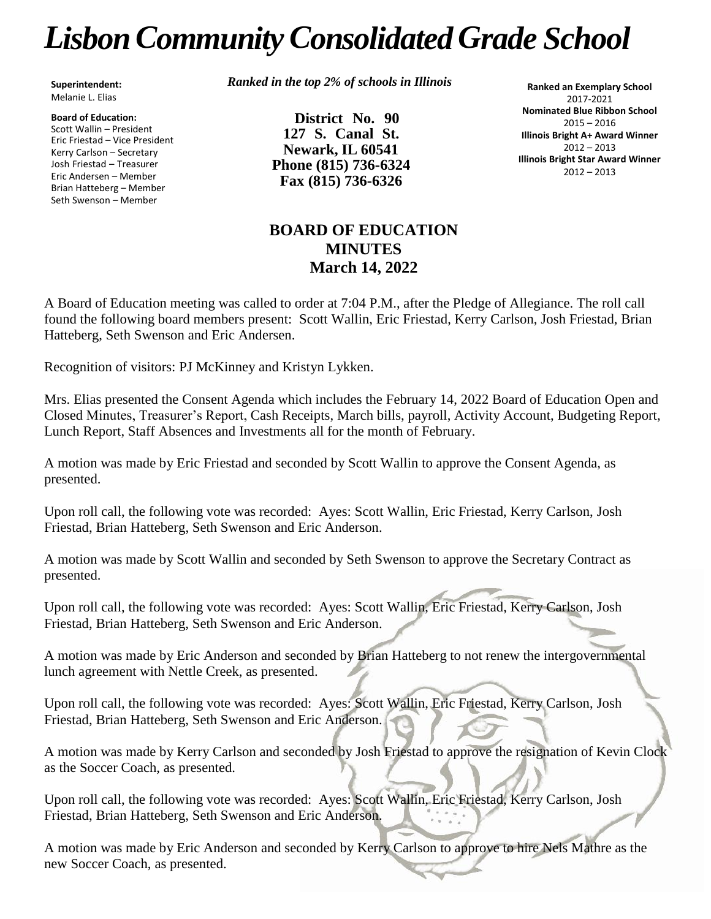# Lisbon Community Consolidated Grade School

**Superintendent:**
Melanie L. Elias

**Board of Education:**
Scott Wallin – President
Eric Friestad – Vice President
Kerry Carlson – Secretary
Josh Friestad – Treasurer
Eric Andersen – Member
Brian Hatteberg – Member
Seth Swenson – Member

*Ranked in the top 2% of schools in Illinois*

**District No. 90**
**127 S. Canal St.**
**Newark, IL 60541**
**Phone (815) 736-6324**
**Fax (815) 736-6326**

**Ranked an Exemplary School**
2017-2021
**Nominated Blue Ribbon School**
2015 – 2016
**Illinois Bright A+ Award Winner**
2012 – 2013
**Illinois Bright Star Award Winner**
2012 – 2013

## BOARD OF EDUCATION MINUTES
## March 14, 2022

A Board of Education meeting was called to order at 7:04 P.M., after the Pledge of Allegiance. The roll call found the following board members present: Scott Wallin, Eric Friestad, Kerry Carlson, Josh Friestad, Brian Hatteberg, Seth Swenson and Eric Andersen.

Recognition of visitors: PJ McKinney and Kristyn Lykken.

Mrs. Elias presented the Consent Agenda which includes the February 14, 2022 Board of Education Open and Closed Minutes, Treasurer's Report, Cash Receipts, March bills, payroll, Activity Account, Budgeting Report, Lunch Report, Staff Absences and Investments all for the month of February.

A motion was made by Eric Friestad and seconded by Scott Wallin to approve the Consent Agenda, as presented.

Upon roll call, the following vote was recorded: Ayes: Scott Wallin, Eric Friestad, Kerry Carlson, Josh Friestad, Brian Hatteberg, Seth Swenson and Eric Anderson.

A motion was made by Scott Wallin and seconded by Seth Swenson to approve the Secretary Contract as presented.

Upon roll call, the following vote was recorded: Ayes: Scott Wallin, Eric Friestad, Kerry Carlson, Josh Friestad, Brian Hatteberg, Seth Swenson and Eric Anderson.

A motion was made by Eric Anderson and seconded by Brian Hatteberg to not renew the intergovernmental lunch agreement with Nettle Creek, as presented.

Upon roll call, the following vote was recorded: Ayes: Scott Wallin, Eric Friestad, Kerry Carlson, Josh Friestad, Brian Hatteberg, Seth Swenson and Eric Anderson.

A motion was made by Kerry Carlson and seconded by Josh Friestad to approve the resignation of Kevin Clock as the Soccer Coach, as presented.

Upon roll call, the following vote was recorded: Ayes: Scott Wallin, Eric Friestad, Kerry Carlson, Josh Friestad, Brian Hatteberg, Seth Swenson and Eric Anderson.

A motion was made by Eric Anderson and seconded by Kerry Carlson to approve to hire Nels Mathre as the new Soccer Coach, as presented.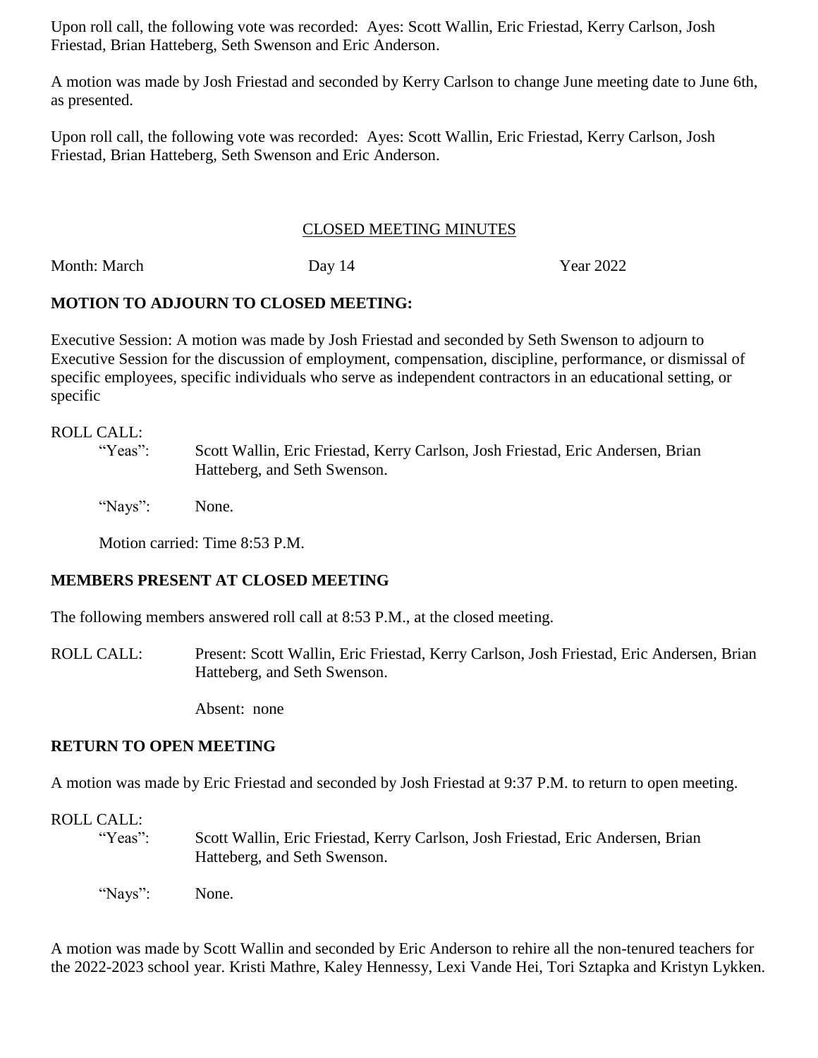Upon roll call, the following vote was recorded: Ayes: Scott Wallin, Eric Friestad, Kerry Carlson, Josh Friestad, Brian Hatteberg, Seth Swenson and Eric Anderson.

A motion was made by Josh Friestad and seconded by Kerry Carlson to change June meeting date to June 6th, as presented.

Upon roll call, the following vote was recorded: Ayes: Scott Wallin, Eric Friestad, Kerry Carlson, Josh Friestad, Brian Hatteberg, Seth Swenson and Eric Anderson.

## CLOSED MEETING MINUTES

Month: March Day 14 Year 2022

**MOTION TO ADJOURN TO CLOSED MEETING:**

Executive Session: A motion was made by Josh Friestad and seconded by Seth Swenson to adjourn to Executive Session for the discussion of employment, compensation, discipline, performance, or dismissal of specific employees, specific individuals who serve as independent contractors in an educational setting, or specific

ROLL CALL:

"Yeas": Scott Wallin, Eric Friestad, Kerry Carlson, Josh Friestad, Eric Andersen, Brian Hatteberg, and Seth Swenson.

"Nays": None.

Motion carried: Time 8:53 P.M.

**MEMBERS PRESENT AT CLOSED MEETING**

The following members answered roll call at 8:53 P.M., at the closed meeting.

ROLL CALL: Present: Scott Wallin, Eric Friestad, Kerry Carlson, Josh Friestad, Eric Andersen, Brian Hatteberg, and Seth Swenson.

Absent: none

**RETURN TO OPEN MEETING**

A motion was made by Eric Friestad and seconded by Josh Friestad at 9:37 P.M. to return to open meeting.

ROLL CALL:

"Yeas": Scott Wallin, Eric Friestad, Kerry Carlson, Josh Friestad, Eric Andersen, Brian Hatteberg, and Seth Swenson.

"Nays": None.

A motion was made by Scott Wallin and seconded by Eric Anderson to rehire all the non-tenured teachers for the 2022-2023 school year. Kristi Mathre, Kaley Hennessy, Lexi Vande Hei, Tori Sztapka and Kristyn Lykken.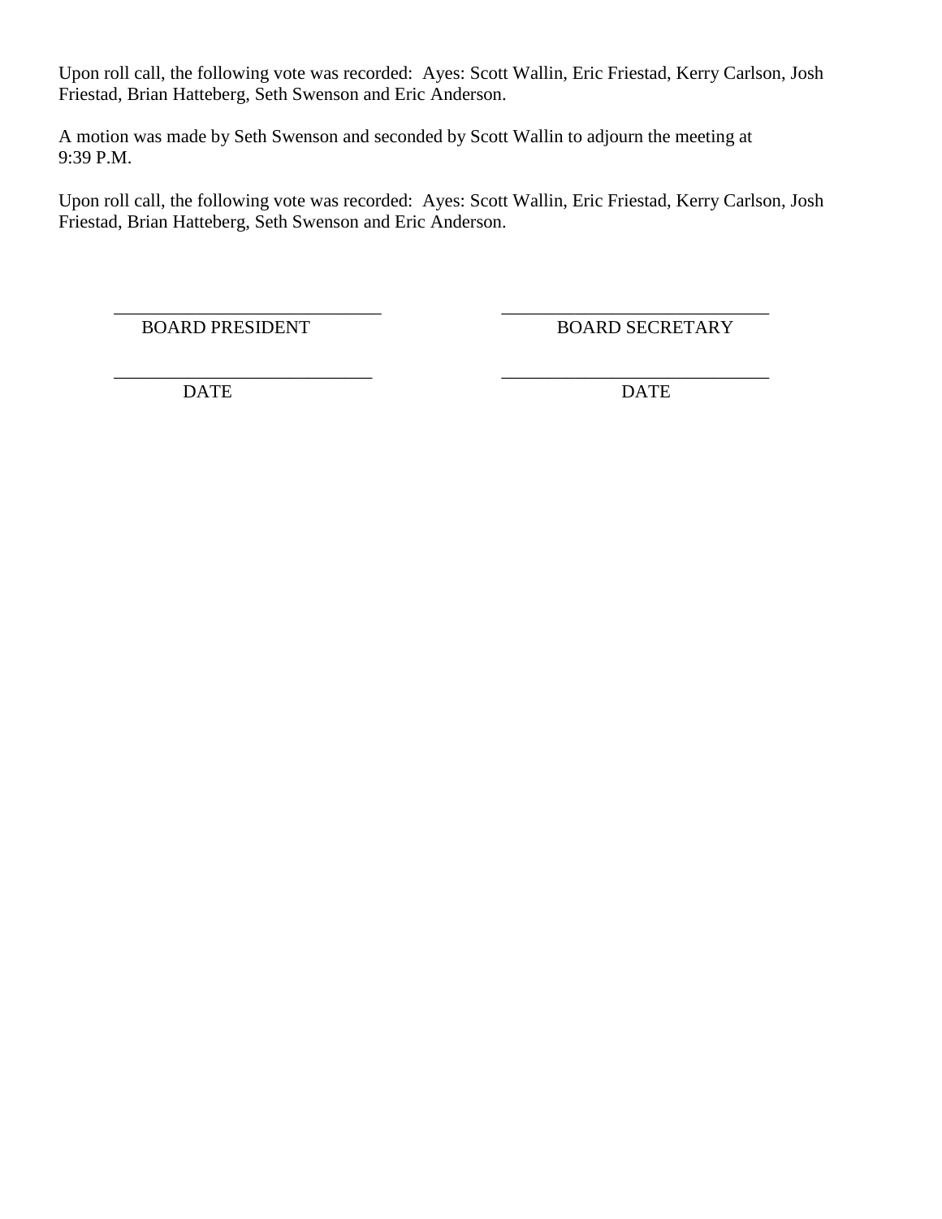Upon roll call, the following vote was recorded: Ayes: Scott Wallin, Eric Friestad, Kerry Carlson, Josh Friestad, Brian Hatteberg, Seth Swenson and Eric Anderson.

A motion was made by Seth Swenson and seconded by Scott Wallin to adjourn the meeting at 9:39 P.M.

Upon roll call, the following vote was recorded: Ayes: Scott Wallin, Eric Friestad, Kerry Carlson, Josh Friestad, Brian Hatteberg, Seth Swenson and Eric Anderson.

| | |
|---|---|
| ____________________________ | ____________________________ |
| BOARD PRESIDENT | BOARD SECRETARY |
| ____________________________ | ____________________________ |
| DATE | DATE |